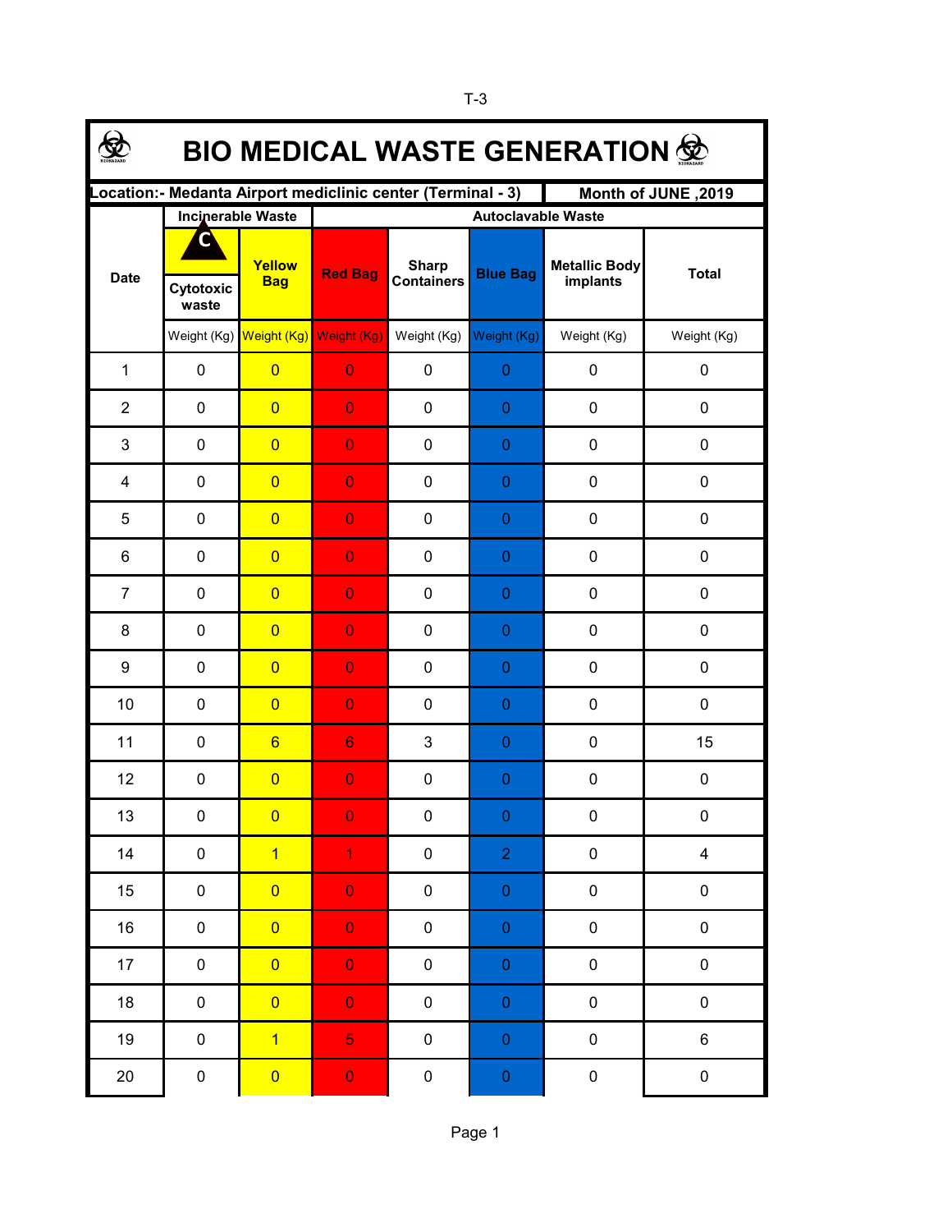T-3

# BIO MEDICAL WASTE GENERATION

| Location:- Medanta Airport mediclinic center (Terminal - 3) | | | | | | | Month of JUNE ,2019 |
|---|---|---|---|---|---|---|---|
| Date | Incinerable Waste | | Autoclavable Waste | | | | |
| | C Cytotoxic waste | Yellow Bag | Red Bag | Sharp Containers | Blue Bag | Metallic Body implants | Total |
| | Weight (Kg) | Weight (Kg) | Weight (Kg) | Weight (Kg) | Weight (Kg) | Weight (Kg) | Weight (Kg) |
| 1 | 0 | 0 | 0 | 0 | 0 | 0 | 0 |
| 2 | 0 | 0 | 0 | 0 | 0 | 0 | 0 |
| 3 | 0 | 0 | 0 | 0 | 0 | 0 | 0 |
| 4 | 0 | 0 | 0 | 0 | 0 | 0 | 0 |
| 5 | 0 | 0 | 0 | 0 | 0 | 0 | 0 |
| 6 | 0 | 0 | 0 | 0 | 0 | 0 | 0 |
| 7 | 0 | 0 | 0 | 0 | 0 | 0 | 0 |
| 8 | 0 | 0 | 0 | 0 | 0 | 0 | 0 |
| 9 | 0 | 0 | 0 | 0 | 0 | 0 | 0 |
| 10 | 0 | 0 | 0 | 0 | 0 | 0 | 0 |
| 11 | 0 | 6 | 6 | 3 | 0 | 0 | 15 |
| 12 | 0 | 0 | 0 | 0 | 0 | 0 | 0 |
| 13 | 0 | 0 | 0 | 0 | 0 | 0 | 0 |
| 14 | 0 | 1 | 1 | 0 | 2 | 0 | 4 |
| 15 | 0 | 0 | 0 | 0 | 0 | 0 | 0 |
| 16 | 0 | 0 | 0 | 0 | 0 | 0 | 0 |
| 17 | 0 | 0 | 0 | 0 | 0 | 0 | 0 |
| 18 | 0 | 0 | 0 | 0 | 0 | 0 | 0 |
| 19 | 0 | 1 | 5 | 0 | 0 | 0 | 6 |
| 20 | 0 | 0 | 0 | 0 | 0 | 0 | 0 |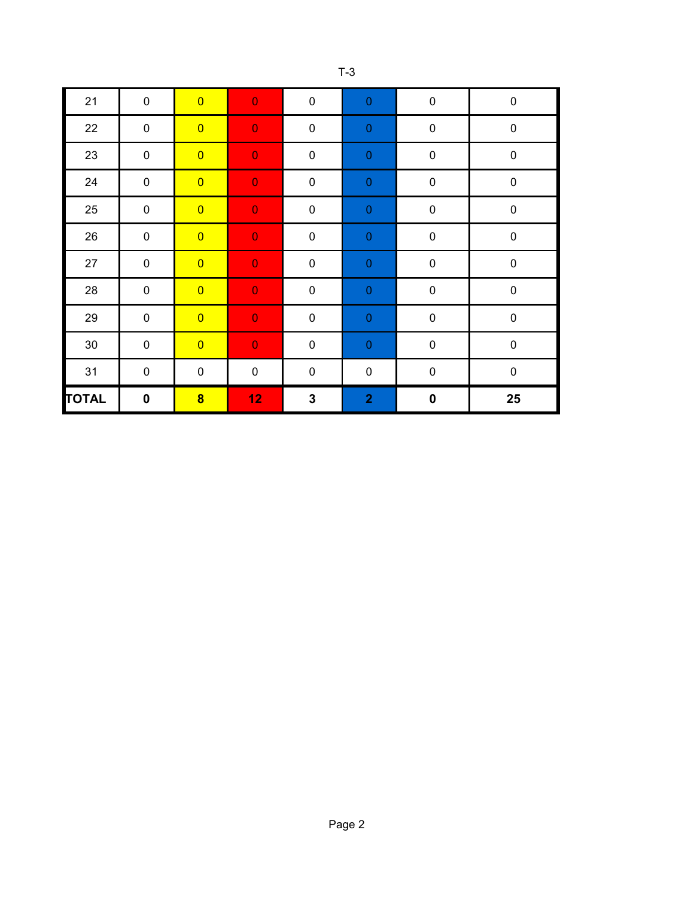T-3

| | | | | | | | |
|---|---|---|---|---|---|---|---|
| 21 | 0 | 0 | 0 | 0 | 0 | 0 | 0 |
| 22 | 0 | 0 | 0 | 0 | 0 | 0 | 0 |
| 23 | 0 | 0 | 0 | 0 | 0 | 0 | 0 |
| 24 | 0 | 0 | 0 | 0 | 0 | 0 | 0 |
| 25 | 0 | 0 | 0 | 0 | 0 | 0 | 0 |
| 26 | 0 | 0 | 0 | 0 | 0 | 0 | 0 |
| 27 | 0 | 0 | 0 | 0 | 0 | 0 | 0 |
| 28 | 0 | 0 | 0 | 0 | 0 | 0 | 0 |
| 29 | 0 | 0 | 0 | 0 | 0 | 0 | 0 |
| 30 | 0 | 0 | 0 | 0 | 0 | 0 | 0 |
| 31 | 0 | 0 | 0 | 0 | 0 | 0 | 0 |
| **TOTAL** | **0** | **8** | **12** | **3** | **2** | **0** | **25** |